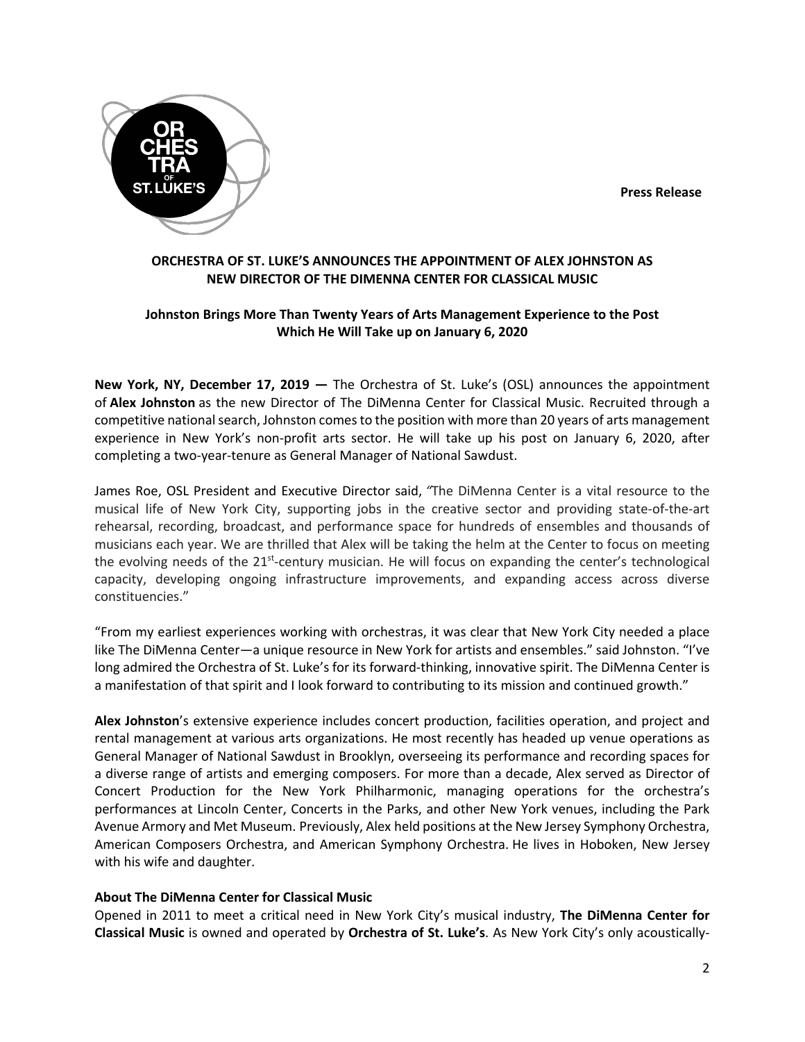**Press Release**

## ORCHESTRA OF ST. LUKE'S ANNOUNCES THE APPOINTMENT OF ALEX JOHNSTON AS NEW DIRECTOR OF THE DIMENNA CENTER FOR CLASSICAL MUSIC

### Johnston Brings More Than Twenty Years of Arts Management Experience to the Post Which He Will Take up on January 6, 2020

**New York, NY, December 17, 2019 —** The Orchestra of St. Luke's (OSL) announces the appointment of **Alex Johnston** as the new Director of The DiMenna Center for Classical Music. Recruited through a competitive national search, Johnston comes to the position with more than 20 years of arts management experience in New York's non-profit arts sector. He will take up his post on January 6, 2020, after completing a two-year-tenure as General Manager of National Sawdust.

James Roe, OSL President and Executive Director said, "The DiMenna Center is a vital resource to the musical life of New York City, supporting jobs in the creative sector and providing state-of-the-art rehearsal, recording, broadcast, and performance space for hundreds of ensembles and thousands of musicians each year. We are thrilled that Alex will be taking the helm at the Center to focus on meeting the evolving needs of the 21st-century musician. He will focus on expanding the center's technological capacity, developing ongoing infrastructure improvements, and expanding access across diverse constituencies."

"From my earliest experiences working with orchestras, it was clear that New York City needed a place like The DiMenna Center—a unique resource in New York for artists and ensembles." said Johnston. "I've long admired the Orchestra of St. Luke's for its forward-thinking, innovative spirit. The DiMenna Center is a manifestation of that spirit and I look forward to contributing to its mission and continued growth."

**Alex Johnston**'s extensive experience includes concert production, facilities operation, and project and rental management at various arts organizations. He most recently has headed up venue operations as General Manager of National Sawdust in Brooklyn, overseeing its performance and recording spaces for a diverse range of artists and emerging composers. For more than a decade, Alex served as Director of Concert Production for the New York Philharmonic, managing operations for the orchestra's performances at Lincoln Center, Concerts in the Parks, and other New York venues, including the Park Avenue Armory and Met Museum. Previously, Alex held positions at the New Jersey Symphony Orchestra, American Composers Orchestra, and American Symphony Orchestra. He lives in Hoboken, New Jersey with his wife and daughter.

**About The DiMenna Center for Classical Music**

Opened in 2011 to meet a critical need in New York City's musical industry, **The DiMenna Center for Classical Music** is owned and operated by **Orchestra of St. Luke's**. As New York City's only acoustically-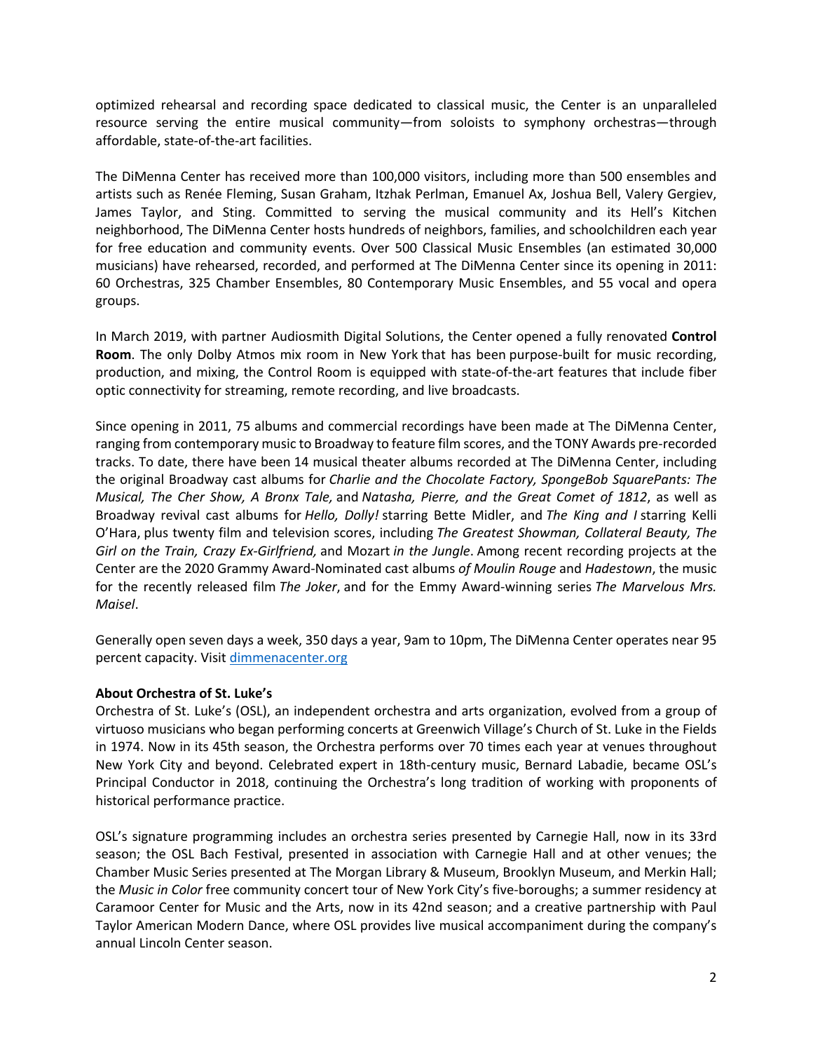optimized rehearsal and recording space dedicated to classical music, the Center is an unparalleled resource serving the entire musical community—from soloists to symphony orchestras—through affordable, state-of-the-art facilities.

The DiMenna Center has received more than 100,000 visitors, including more than 500 ensembles and artists such as Renée Fleming, Susan Graham, Itzhak Perlman, Emanuel Ax, Joshua Bell, Valery Gergiev, James Taylor, and Sting. Committed to serving the musical community and its Hell's Kitchen neighborhood, The DiMenna Center hosts hundreds of neighbors, families, and schoolchildren each year for free education and community events. Over 500 Classical Music Ensembles (an estimated 30,000 musicians) have rehearsed, recorded, and performed at The DiMenna Center since its opening in 2011: 60 Orchestras, 325 Chamber Ensembles, 80 Contemporary Music Ensembles, and 55 vocal and opera groups.

In March 2019, with partner Audiosmith Digital Solutions, the Center opened a fully renovated **Control Room**. The only Dolby Atmos mix room in New York that has been purpose-built for music recording, production, and mixing, the Control Room is equipped with state-of-the-art features that include fiber optic connectivity for streaming, remote recording, and live broadcasts.

Since opening in 2011, 75 albums and commercial recordings have been made at The DiMenna Center, ranging from contemporary music to Broadway to feature film scores, and the TONY Awards pre-recorded tracks. To date, there have been 14 musical theater albums recorded at The DiMenna Center, including the original Broadway cast albums for *Charlie and the Chocolate Factory, SpongeBob SquarePants: The Musical, The Cher Show, A Bronx Tale,* and *Natasha, Pierre, and the Great Comet of 1812*, as well as Broadway revival cast albums for *Hello, Dolly!* starring Bette Midler, and *The King and I* starring Kelli O'Hara, plus twenty film and television scores, including *The Greatest Showman, Collateral Beauty, The Girl on the Train, Crazy Ex-Girlfriend,* and Mozart *in the Jungle*. Among recent recording projects at the Center are the 2020 Grammy Award-Nominated cast albums *of Moulin Rouge* and *Hadestown*, the music for the recently released film *The Joker*, and for the Emmy Award-winning series *The Marvelous Mrs. Maisel*.

Generally open seven days a week, 350 days a year, 9am to 10pm, The DiMenna Center operates near 95 percent capacity. Visit [dimmenacenter.org](dimmenacenter.org)

**About Orchestra of St. Luke's**

Orchestra of St. Luke's (OSL), an independent orchestra and arts organization, evolved from a group of virtuoso musicians who began performing concerts at Greenwich Village's Church of St. Luke in the Fields in 1974. Now in its 45th season, the Orchestra performs over 70 times each year at venues throughout New York City and beyond. Celebrated expert in 18th-century music, Bernard Labadie, became OSL's Principal Conductor in 2018, continuing the Orchestra's long tradition of working with proponents of historical performance practice.

OSL's signature programming includes an orchestra series presented by Carnegie Hall, now in its 33rd season; the OSL Bach Festival, presented in association with Carnegie Hall and at other venues; the Chamber Music Series presented at The Morgan Library & Museum, Brooklyn Museum, and Merkin Hall; the *Music in Color* free community concert tour of New York City's five-boroughs; a summer residency at Caramoor Center for Music and the Arts, now in its 42nd season; and a creative partnership with Paul Taylor American Modern Dance, where OSL provides live musical accompaniment during the company's annual Lincoln Center season.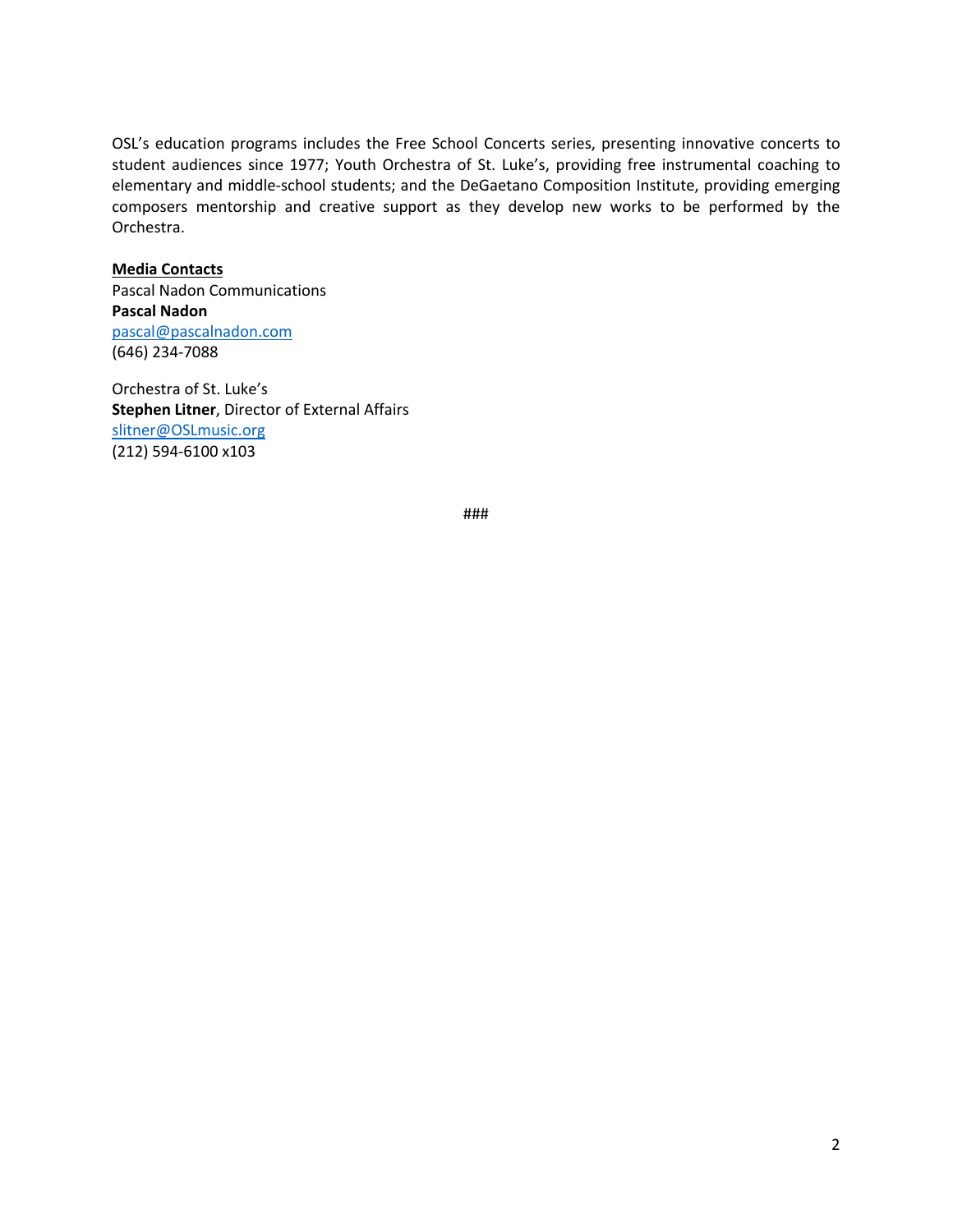OSL's education programs includes the Free School Concerts series, presenting innovative concerts to student audiences since 1977; Youth Orchestra of St. Luke's, providing free instrumental coaching to elementary and middle-school students; and the DeGaetano Composition Institute, providing emerging composers mentorship and creative support as they develop new works to be performed by the Orchestra.

**Media Contacts**
Pascal Nadon Communications
**Pascal Nadon**
pascal@pascalnadon.com
(646) 234-7088

Orchestra of St. Luke's
**Stephen Litner**, Director of External Affairs
slitner@OSLmusic.org
(212) 594-6100 x103

###